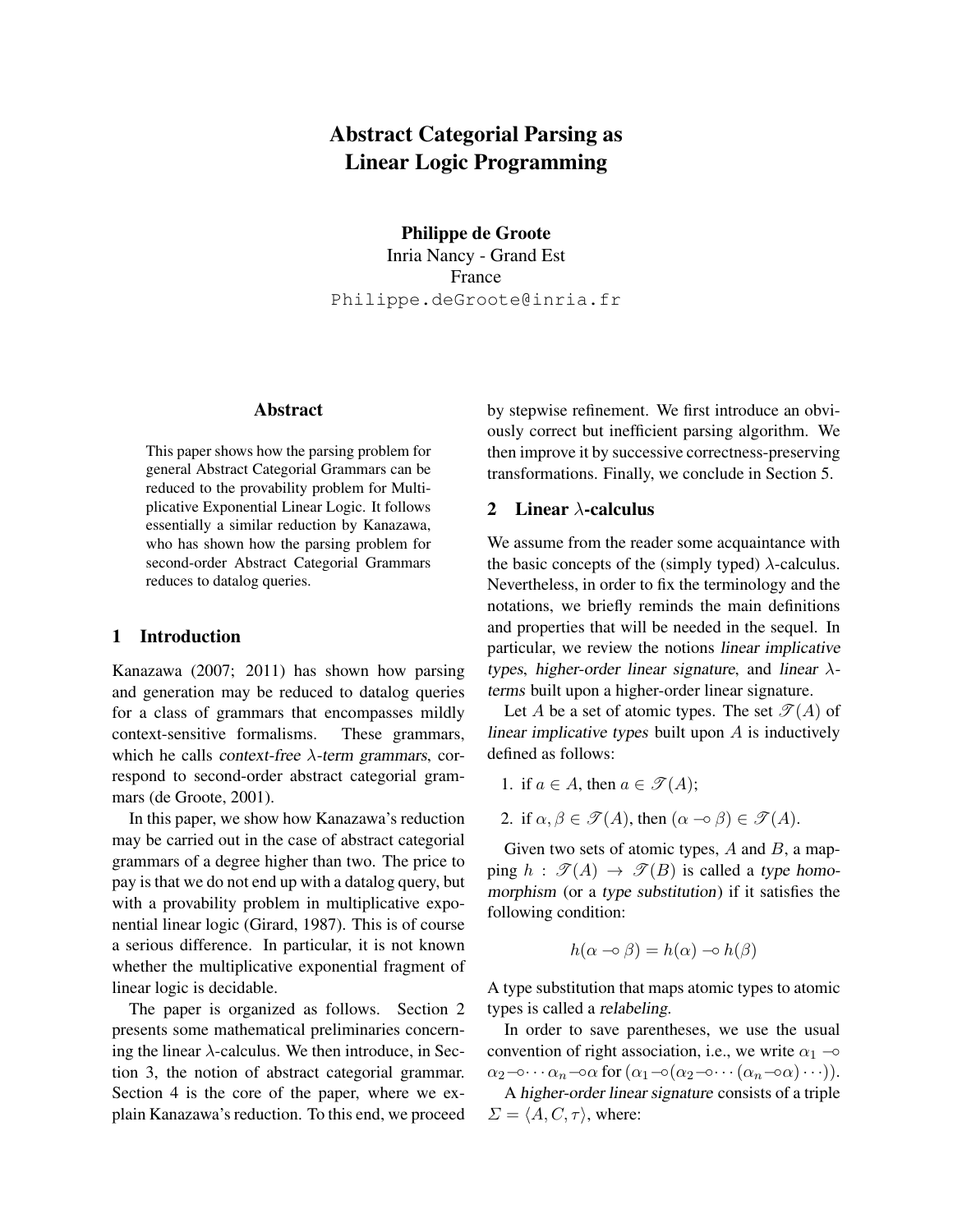# Abstract Categorial Parsing as Linear Logic Programming

**Philippe de Groote**
Inria Nancy - Grand Est
France
Philippe.deGroote@inria.fr

## Abstract

This paper shows how the parsing problem for general Abstract Categorial Grammars can be reduced to the provability problem for Multiplicative Exponential Linear Logic. It follows essentially a similar reduction by Kanazawa, who has shown how the parsing problem for second-order Abstract Categorial Grammars reduces to datalog queries.

## 1 Introduction

Kanazawa (2007; 2011) has shown how parsing and generation may be reduced to datalog queries for a class of grammars that encompasses mildly context-sensitive formalisms. These grammars, which he calls *context-free $\lambda$-term grammars*, correspond to second-order abstract categorial grammars (de Groote, 2001).

In this paper, we show how Kanazawa's reduction may be carried out in the case of abstract categorial grammars of a degree higher than two. The price to pay is that we do not end up with a datalog query, but with a provability problem in multiplicative exponential linear logic (Girard, 1987). This is of course a serious difference. In particular, it is not known whether the multiplicative exponential fragment of linear logic is decidable.

The paper is organized as follows. Section 2 presents some mathematical preliminaries concerning the linear $\lambda$-calculus. We then introduce, in Section 3, the notion of abstract categorial grammar. Section 4 is the core of the paper, where we explain Kanazawa's reduction. To this end, we proceed by stepwise refinement. We first introduce an obviously correct but inefficient parsing algorithm. We then improve it by successive correctness-preserving transformations. Finally, we conclude in Section 5.

## 2 Linear $\lambda$-calculus

We assume from the reader some acquaintance with the basic concepts of the (simply typed) $\lambda$-calculus. Nevertheless, in order to fix the terminology and the notations, we briefly reminds the main definitions and properties that will be needed in the sequel. In particular, we review the notions *linear implicative types*, *higher-order linear signature*, and *linear $\lambda$-terms* built upon a higher-order linear signature.

Let $A$ be a set of atomic types. The set $\mathscr{T}(A)$ of *linear implicative types* built upon $A$ is inductively defined as follows:

1. if $a \in A$, then $a \in \mathscr{T}(A)$;
2. if $\alpha, \beta \in \mathscr{T}(A)$, then $(\alpha \multimap \beta) \in \mathscr{T}(A)$.

Given two sets of atomic types, $A$ and $B$, a mapping $h : \mathscr{T}(A) \rightarrow \mathscr{T}(B)$ is called a *type homomorphism* (or a *type substitution*) if it satisfies the following condition:

$$h(\alpha \multimap \beta) = h(\alpha) \multimap h(\beta)$$

A type substitution that maps atomic types to atomic types is called a *relabeling*.

In order to save parentheses, we use the usual convention of right association, i.e., we write $\alpha_1 \multimap \alpha_2 \multimap \cdots \alpha_n \multimap \alpha$ for $(\alpha_1 \multimap (\alpha_2 \multimap \cdots (\alpha_n \multimap \alpha) \cdots))$.

A *higher-order linear signature* consists of a triple $\Sigma = \langle A, C, \tau \rangle$, where: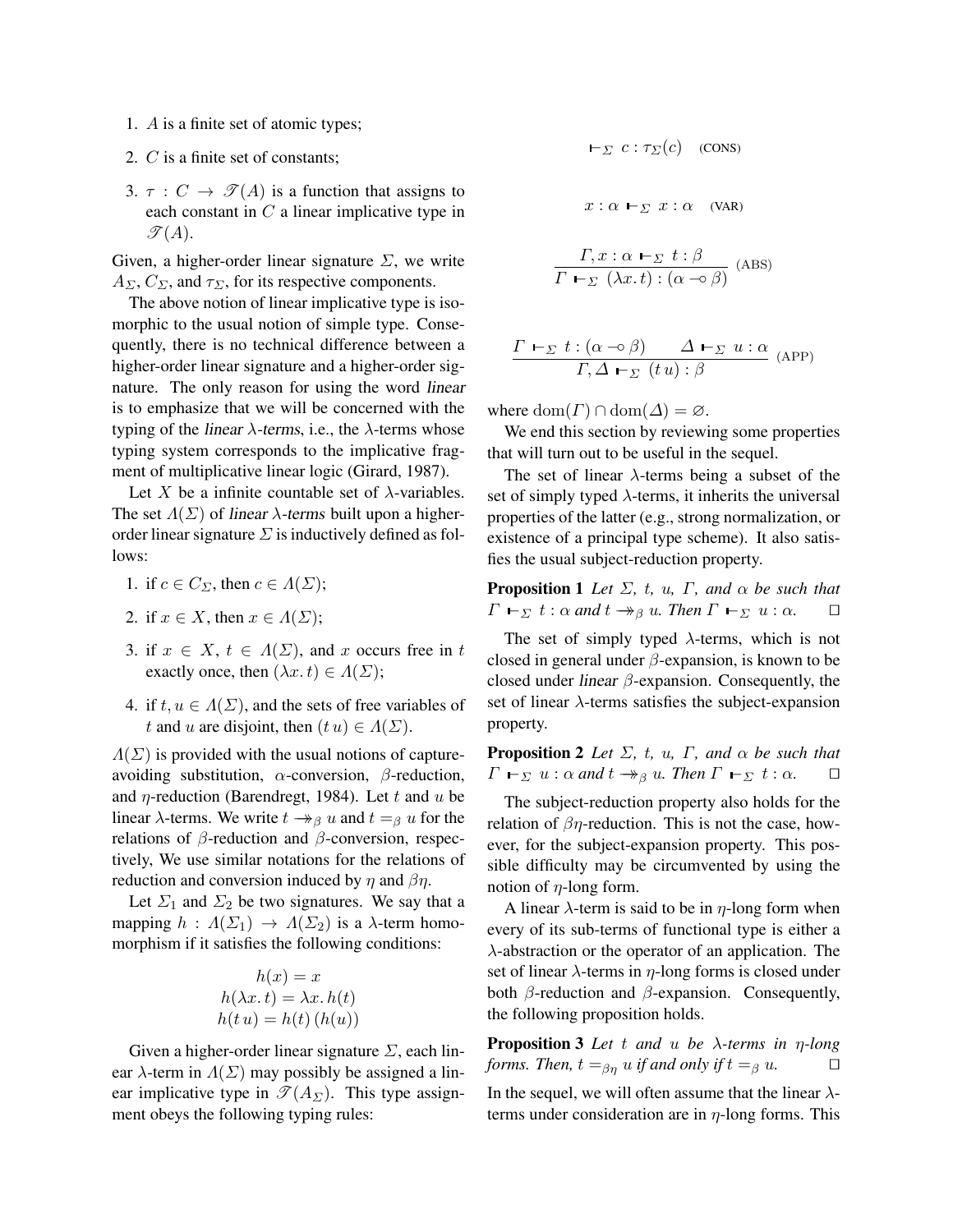1. $A$ is a finite set of atomic types;
2. $C$ is a finite set of constants;
3. $\tau : C \to \mathscr{T}(A)$ is a function that assigns to each constant in $C$ a linear implicative type in $\mathscr{T}(A)$.

Given, a higher-order linear signature $\Sigma$, we write $A_\Sigma$, $C_\Sigma$, and $\tau_\Sigma$, for its respective components.

The above notion of linear implicative type is isomorphic to the usual notion of simple type. Consequently, there is no technical difference between a higher-order linear signature and a higher-order signature. The only reason for using the word *linear* is to emphasize that we will be concerned with the typing of the *linear* $\lambda$-*terms*, i.e., the $\lambda$-terms whose typing system corresponds to the implicative fragment of multiplicative linear logic (Girard, 1987).

Let $X$ be a infinite countable set of $\lambda$-variables. The set $\Lambda(\Sigma)$ of *linear* $\lambda$-*terms* built upon a higher-order linear signature $\Sigma$ is inductively defined as follows:

1. if $c \in C_\Sigma$, then $c \in \Lambda(\Sigma)$;
2. if $x \in X$, then $x \in \Lambda(\Sigma)$;
3. if $x \in X$, $t \in \Lambda(\Sigma)$, and $x$ occurs free in $t$ exactly once, then $(\lambda x.\, t) \in \Lambda(\Sigma)$;
4. if $t, u \in \Lambda(\Sigma)$, and the sets of free variables of $t$ and $u$ are disjoint, then $(t\, u) \in \Lambda(\Sigma)$.

$\Lambda(\Sigma)$ is provided with the usual notions of capture-avoiding substitution, $\alpha$-conversion, $\beta$-reduction, and $\eta$-reduction (Barendregt, 1984). Let $t$ and $u$ be linear $\lambda$-terms. We write $t \twoheadrightarrow_\beta u$ and $t =_\beta u$ for the relations of $\beta$-reduction and $\beta$-conversion, respectively, We use similar notations for the relations of reduction and conversion induced by $\eta$ and $\beta\eta$.

Let $\Sigma_1$ and $\Sigma_2$ be two signatures. We say that a mapping $h : \Lambda(\Sigma_1) \to \Lambda(\Sigma_2)$ is a $\lambda$-term homomorphism if it satisfies the following conditions:

$$h(x) = x$$
$$h(\lambda x.\, t) = \lambda x.\, h(t)$$
$$h(t\, u) = h(t)\, (h(u))$$

Given a higher-order linear signature $\Sigma$, each linear $\lambda$-term in $\Lambda(\Sigma)$ may possibly be assigned a linear implicative type in $\mathscr{T}(A_\Sigma)$. This type assignment obeys the following typing rules:

$$\vdash_\Sigma c : \tau_\Sigma(c) \quad \text{(CONS)}$$

$$x : \alpha \vdash_\Sigma x : \alpha \quad \text{(VAR)}$$

$$\frac{\Gamma, x : \alpha \vdash_\Sigma t : \beta}{\Gamma \vdash_\Sigma (\lambda x.\, t) : (\alpha \multimap \beta)} \text{ (ABS)}$$

$$\frac{\Gamma \vdash_\Sigma t : (\alpha \multimap \beta) \qquad \Delta \vdash_\Sigma u : \alpha}{\Gamma, \Delta \vdash_\Sigma (t\, u) : \beta} \text{ (APP)}$$

where $\mathrm{dom}(\Gamma) \cap \mathrm{dom}(\Delta) = \varnothing$.

We end this section by reviewing some properties that will turn out to be useful in the sequel.

The set of linear $\lambda$-terms being a subset of the set of simply typed $\lambda$-terms, it inherits the universal properties of the latter (e.g., strong normalization, or existence of a principal type scheme). It also satisfies the usual subject-reduction property.

**Proposition 1** *Let $\Sigma$, $t$, $u$, $\Gamma$, and $\alpha$ be such that $\Gamma \vdash_\Sigma t : \alpha$ and $t \twoheadrightarrow_\beta u$. Then $\Gamma \vdash_\Sigma u : \alpha$.* □

The set of simply typed $\lambda$-terms, which is not closed in general under $\beta$-expansion, is known to be closed under *linear* $\beta$-expansion. Consequently, the set of linear $\lambda$-terms satisfies the subject-expansion property.

**Proposition 2** *Let $\Sigma$, $t$, $u$, $\Gamma$, and $\alpha$ be such that $\Gamma \vdash_\Sigma u : \alpha$ and $t \twoheadrightarrow_\beta u$. Then $\Gamma \vdash_\Sigma t : \alpha$.* □

The subject-reduction property also holds for the relation of $\beta\eta$-reduction. This is not the case, however, for the subject-expansion property. This possible difficulty may be circumvented by using the notion of $\eta$-long form.

A linear $\lambda$-term is said to be in $\eta$-long form when every of its sub-terms of functional type is either a $\lambda$-abstraction or the operator of an application. The set of linear $\lambda$-terms in $\eta$-long forms is closed under both $\beta$-reduction and $\beta$-expansion. Consequently, the following proposition holds.

**Proposition 3** *Let $t$ and $u$ be $\lambda$-terms in $\eta$-long forms. Then, $t =_{\beta\eta} u$ if and only if $t =_\beta u$.* □

In the sequel, we will often assume that the linear $\lambda$-terms under consideration are in $\eta$-long forms. This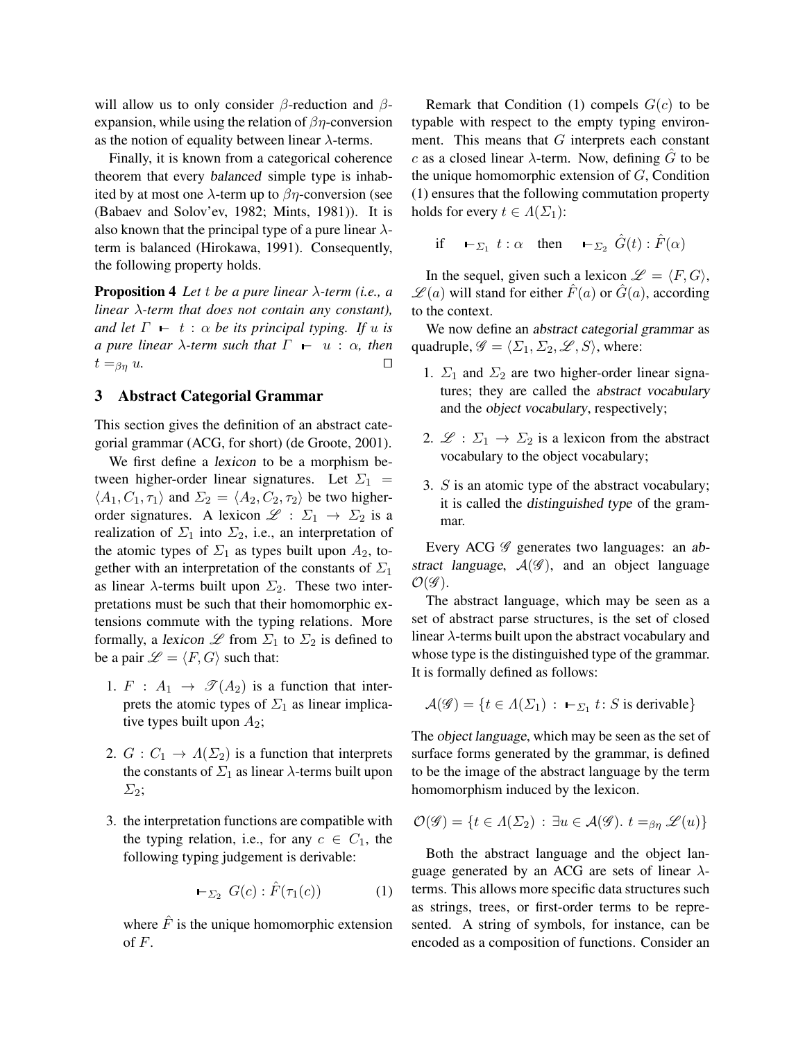will allow us to only consider $\beta$-reduction and $\beta$-expansion, while using the relation of $\beta\eta$-conversion as the notion of equality between linear $\lambda$-terms.

Finally, it is known from a categorical coherence theorem that every *balanced* simple type is inhabited by at most one $\lambda$-term up to $\beta\eta$-conversion (see (Babaev and Solov'ev, 1982; Mints, 1981)). It is also known that the principal type of a pure linear $\lambda$-term is balanced (Hirokawa, 1991). Consequently, the following property holds.

**Proposition 4** *Let $t$ be a pure linear $\lambda$-term (i.e., a linear $\lambda$-term that does not contain any constant), and let $\Gamma \vdash t : \alpha$ be its principal typing. If $u$ is a pure linear $\lambda$-term such that $\Gamma \vdash u : \alpha$, then $t =_{\beta\eta} u$.* □

## 3 Abstract Categorial Grammar

This section gives the definition of an abstract categorial grammar (ACG, for short) (de Groote, 2001).

We first define a *lexicon* to be a morphism between higher-order linear signatures. Let $\Sigma_1 = \langle A_1, C_1, \tau_1 \rangle$ and $\Sigma_2 = \langle A_2, C_2, \tau_2 \rangle$ be two higher-order signatures. A lexicon $\mathscr{L} : \Sigma_1 \rightarrow \Sigma_2$ is a realization of $\Sigma_1$ into $\Sigma_2$, i.e., an interpretation of the atomic types of $\Sigma_1$ as types built upon $A_2$, together with an interpretation of the constants of $\Sigma_1$ as linear $\lambda$-terms built upon $\Sigma_2$. These two interpretations must be such that their homomorphic extensions commute with the typing relations. More formally, a *lexicon* $\mathscr{L}$ from $\Sigma_1$ to $\Sigma_2$ is defined to be a pair $\mathscr{L} = \langle F, G \rangle$ such that:

1. $F : A_1 \rightarrow \mathscr{T}(A_2)$ is a function that interprets the atomic types of $\Sigma_1$ as linear implicative types built upon $A_2$;

2. $G : C_1 \rightarrow \Lambda(\Sigma_2)$ is a function that interprets the constants of $\Sigma_1$ as linear $\lambda$-terms built upon $\Sigma_2$;

3. the interpretation functions are compatible with the typing relation, i.e., for any $c \in C_1$, the following typing judgement is derivable:

$$\vdash_{\Sigma_2} G(c) : \hat{F}(\tau_1(c)) \qquad (1)$$

   where $\hat{F}$ is the unique homomorphic extension of $F$.

Remark that Condition (1) compels $G(c)$ to be typable with respect to the empty typing environment. This means that $G$ interprets each constant $c$ as a closed linear $\lambda$-term. Now, defining $\hat{G}$ to be the unique homomorphic extension of $G$, Condition (1) ensures that the following commutation property holds for every $t \in \Lambda(\Sigma_1)$:

$$\text{if} \quad \vdash_{\Sigma_1} t : \alpha \quad \text{then} \quad \vdash_{\Sigma_2} \hat{G}(t) : \hat{F}(\alpha)$$

In the sequel, given such a lexicon $\mathscr{L} = \langle F, G \rangle$, $\mathscr{L}(a)$ will stand for either $\hat{F}(a)$ or $\hat{G}(a)$, according to the context.

We now define an *abstract categorial grammar* as quadruple, $\mathscr{G} = \langle \Sigma_1, \Sigma_2, \mathscr{L}, S \rangle$, where:

1. $\Sigma_1$ and $\Sigma_2$ are two higher-order linear signatures; they are called the *abstract vocabulary* and the *object vocabulary*, respectively;

2. $\mathscr{L} : \Sigma_1 \rightarrow \Sigma_2$ is a lexicon from the abstract vocabulary to the object vocabulary;

3. $S$ is an atomic type of the abstract vocabulary; it is called the *distinguished type* of the grammar.

Every ACG $\mathscr{G}$ generates two languages: an *abstract language*, $\mathcal{A}(\mathscr{G})$, and an object language $\mathcal{O}(\mathscr{G})$.

The abstract language, which may be seen as a set of abstract parse structures, is the set of closed linear $\lambda$-terms built upon the abstract vocabulary and whose type is the distinguished type of the grammar. It is formally defined as follows:

$$\mathcal{A}(\mathscr{G}) = \{t \in \Lambda(\Sigma_1) \,:\, \vdash_{\Sigma_1} t \colon S \text{ is derivable}\}$$

The *object language*, which may be seen as the set of surface forms generated by the grammar, is defined to be the image of the abstract language by the term homomorphism induced by the lexicon.

$$\mathcal{O}(\mathscr{G}) = \{t \in \Lambda(\Sigma_2) \,:\, \exists u \in \mathcal{A}(\mathscr{G}).\ t =_{\beta\eta} \mathscr{L}(u)\}$$

Both the abstract language and the object language generated by an ACG are sets of linear $\lambda$-terms. This allows more specific data structures such as strings, trees, or first-order terms to be represented. A string of symbols, for instance, can be encoded as a composition of functions. Consider an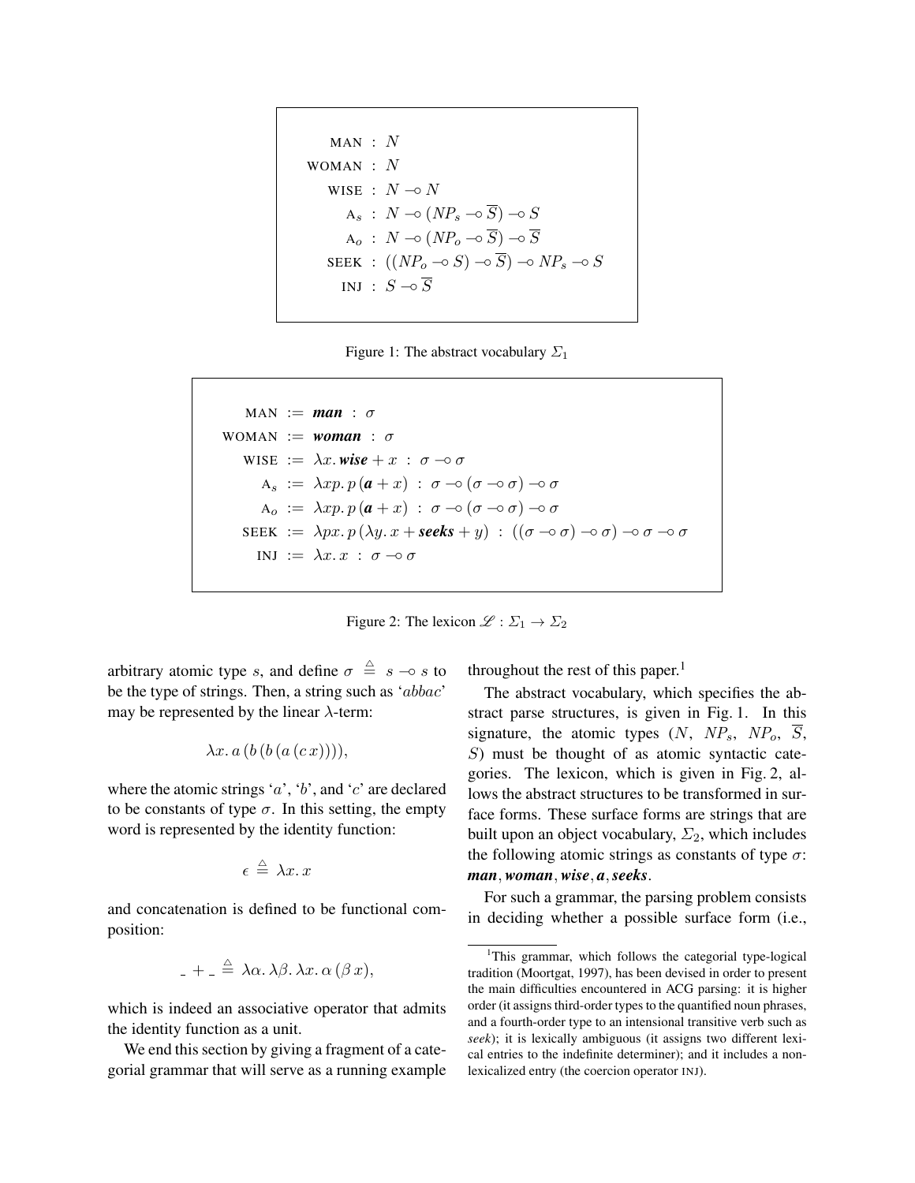$$
\begin{aligned}
\text{MAN} &: N \\
\text{WOMAN} &: N \\
\text{WISE} &: N \multimap N \\
\text{A}_s &: N \multimap (NP_s \multimap \overline{S}) \multimap S \\
\text{A}_o &: N \multimap (NP_o \multimap \overline{S}) \multimap \overline{S} \\
\text{SEEK} &: ((NP_o \multimap S) \multimap \overline{S}) \multimap NP_s \multimap S \\
\text{INJ} &: S \multimap \overline{S}
\end{aligned}
$$

Figure 1: The abstract vocabulary $\Sigma_1$

$$
\begin{aligned}
\text{MAN} &:= \textbf{\textit{man}} \ : \ \sigma \\
\text{WOMAN} &:= \textbf{\textit{woman}} \ : \ \sigma \\
\text{WISE} &:= \lambda x.\, \textbf{\textit{wise}} + x \ : \ \sigma \multimap \sigma \\
\text{A}_s &:= \lambda xp.\, p\,(\textbf{\textit{a}} + x) \ : \ \sigma \multimap (\sigma \multimap \sigma) \multimap \sigma \\
\text{A}_o &:= \lambda xp.\, p\,(\textbf{\textit{a}} + x) \ : \ \sigma \multimap (\sigma \multimap \sigma) \multimap \sigma \\
\text{SEEK} &:= \lambda px.\, p\,(\lambda y.\, x + \textbf{\textit{seeks}} + y) \ : \ ((\sigma \multimap \sigma) \multimap \sigma) \multimap \sigma \multimap \sigma \\
\text{INJ} &:= \lambda x.\, x \ : \ \sigma \multimap \sigma
\end{aligned}
$$

Figure 2: The lexicon $\mathscr{L} : \Sigma_1 \to \Sigma_2$

arbitrary atomic type $s$, and define $\sigma \stackrel{\triangle}{=} s \multimap s$ to be the type of strings. Then, a string such as '$abbac$' may be represented by the linear $\lambda$-term:

$$\lambda x.\, a\,(b\,(b\,(a\,(c\,x)))),$$

where the atomic strings '$a$', '$b$', and '$c$' are declared to be constants of type $\sigma$. In this setting, the empty word is represented by the identity function:

$$\epsilon \stackrel{\triangle}{=} \lambda x.\, x$$

and concatenation is defined to be functional composition:

$$\_ + \_ \stackrel{\triangle}{=} \lambda \alpha.\, \lambda \beta.\, \lambda x.\, \alpha\,(\beta\, x),$$

which is indeed an associative operator that admits the identity function as a unit.

We end this section by giving a fragment of a categorial grammar that will serve as a running example throughout the rest of this paper.[1]

The abstract vocabulary, which specifies the abstract parse structures, is given in Fig. 1. In this signature, the atomic types ($N$, $NP_s$, $NP_o$, $\overline{S}$, $S$) must be thought of as atomic syntactic categories. The lexicon, which is given in Fig. 2, allows the abstract structures to be transformed in surface forms. These surface forms are strings that are built upon an object vocabulary, $\Sigma_2$, which includes the following atomic strings as constants of type $\sigma$: $\textbf{\textit{man}}, \textbf{\textit{woman}}, \textbf{\textit{wise}}, \textbf{\textit{a}}, \textbf{\textit{seeks}}$.

For such a grammar, the parsing problem consists in deciding whether a possible surface form (i.e.,

[1]This grammar, which follows the categorial type-logical tradition (Moortgat, 1997), has been devised in order to present the main difficulties encountered in ACG parsing: it is higher order (it assigns third-order types to the quantified noun phrases, and a fourth-order type to an intensional transitive verb such as *seek*); it is lexically ambiguous (it assigns two different lexical entries to the indefinite determiner); and it includes a non-lexicalized entry (the coercion operator INJ).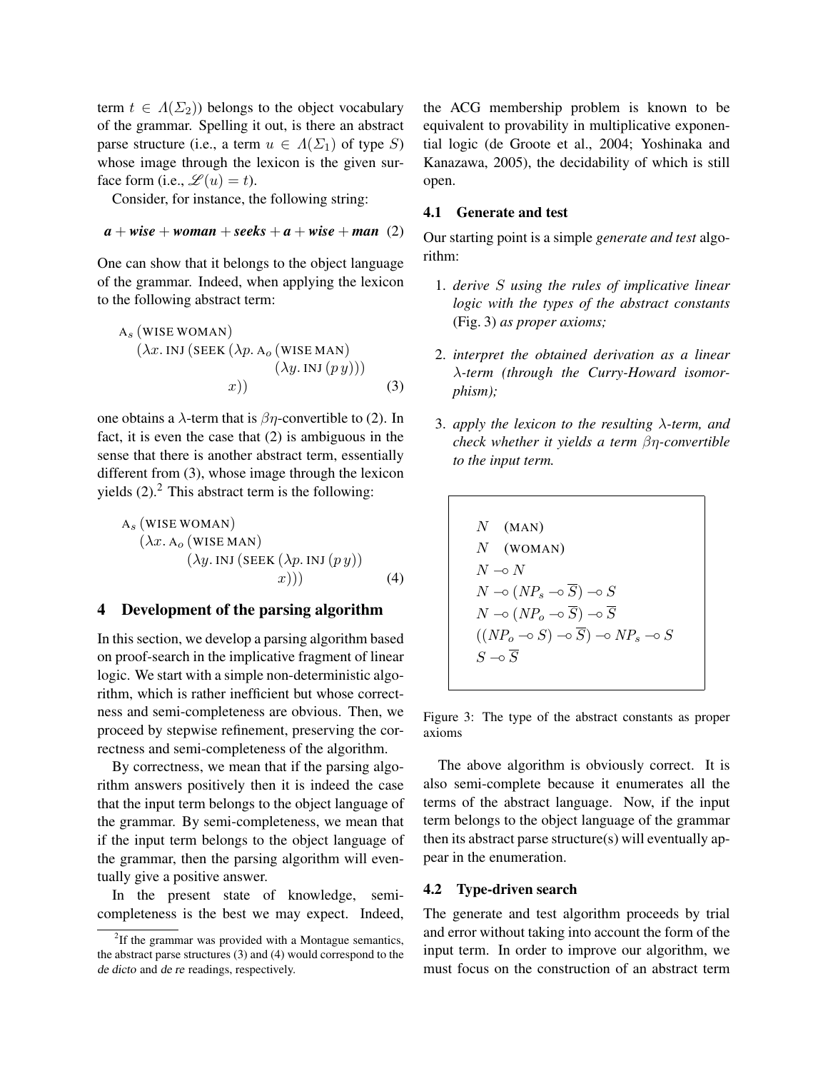term $t \in \Lambda(\Sigma_2)$) belongs to the object vocabulary of the grammar. Spelling it out, is there an abstract parse structure (i.e., a term $u \in \Lambda(\Sigma_1)$ of type $S$) whose image through the lexicon is the given surface form (i.e., $\mathscr{L}(u) = t$).

Consider, for instance, the following string:

$$\textit{\textbf{a}} + \textit{\textbf{wise}} + \textit{\textbf{woman}} + \textit{\textbf{seeks}} + \textit{\textbf{a}} + \textit{\textbf{wise}} + \textit{\textbf{man}} \quad (2)$$

One can show that it belongs to the object language of the grammar. Indeed, when applying the lexicon to the following abstract term:

$$\begin{aligned}
&\text{A}_s\,(\text{WISE WOMAN}) \\
&\quad(\lambda x.\,\text{INJ}\,(\text{SEEK}\,(\lambda p.\,\text{A}_o\,(\text{WISE MAN}) \\
&\qquad\qquad\qquad\qquad(\lambda y.\,\text{INJ}\,(p\,y))) \\
&\qquad\qquad\qquad x)) \qquad\qquad (3)
\end{aligned}$$

one obtains a $\lambda$-term that is $\beta\eta$-convertible to (2). In fact, it is even the case that (2) is ambiguous in the sense that there is another abstract term, essentially different from (3), whose image through the lexicon yields (2).[2] This abstract term is the following:

$$\begin{aligned}
&\text{A}_s\,(\text{WISE WOMAN}) \\
&\quad(\lambda x.\,\text{A}_o\,(\text{WISE MAN}) \\
&\qquad\quad(\lambda y.\,\text{INJ}\,(\text{SEEK}\,(\lambda p.\,\text{INJ}\,(p\,y)) \\
&\qquad\qquad\qquad\qquad x))) \qquad\qquad (4)
\end{aligned}$$

## 4 Development of the parsing algorithm

In this section, we develop a parsing algorithm based on proof-search in the implicative fragment of linear logic. We start with a simple non-deterministic algorithm, which is rather inefficient but whose correctness and semi-completeness are obvious. Then, we proceed by stepwise refinement, preserving the correctness and semi-completeness of the algorithm.

By correctness, we mean that if the parsing algorithm answers positively then it is indeed the case that the input term belongs to the object language of the grammar. By semi-completeness, we mean that if the input term belongs to the object language of the grammar, then the parsing algorithm will eventually give a positive answer.

In the present state of knowledge, semi-completeness is the best we may expect. Indeed, the ACG membership problem is known to be equivalent to provability in multiplicative exponential logic (de Groote et al., 2004; Yoshinaka and Kanazawa, 2005), the decidability of which is still open.

[2] If the grammar was provided with a Montague semantics, the abstract parse structures (3) and (4) would correspond to the *de dicto* and *de re* readings, respectively.

### 4.1 Generate and test

Our starting point is a simple *generate and test* algorithm:

1. *derive $S$ using the rules of implicative linear logic with the types of the abstract constants* (Fig. 3) *as proper axioms;*
2. *interpret the obtained derivation as a linear $\lambda$-term (through the Curry-Howard isomorphism);*
3. *apply the lexicon to the resulting $\lambda$-term, and check whether it yields a term $\beta\eta$-convertible to the input term.*

$$\begin{array}{l}
N \quad (\text{MAN}) \\
N \quad (\text{WOMAN}) \\
N \multimap N \\
N \multimap (NP_s \multimap \overline{S}) \multimap S \\
N \multimap (NP_o \multimap \overline{S}) \multimap \overline{S} \\
((NP_o \multimap S) \multimap \overline{S}) \multimap NP_s \multimap S \\
S \multimap \overline{S}
\end{array}$$

Figure 3: The type of the abstract constants as proper axioms

The above algorithm is obviously correct. It is also semi-complete because it enumerates all the terms of the abstract language. Now, if the input term belongs to the object language of the grammar then its abstract parse structure(s) will eventually appear in the enumeration.

### 4.2 Type-driven search

The generate and test algorithm proceeds by trial and error without taking into account the form of the input term. In order to improve our algorithm, we must focus on the construction of an abstract term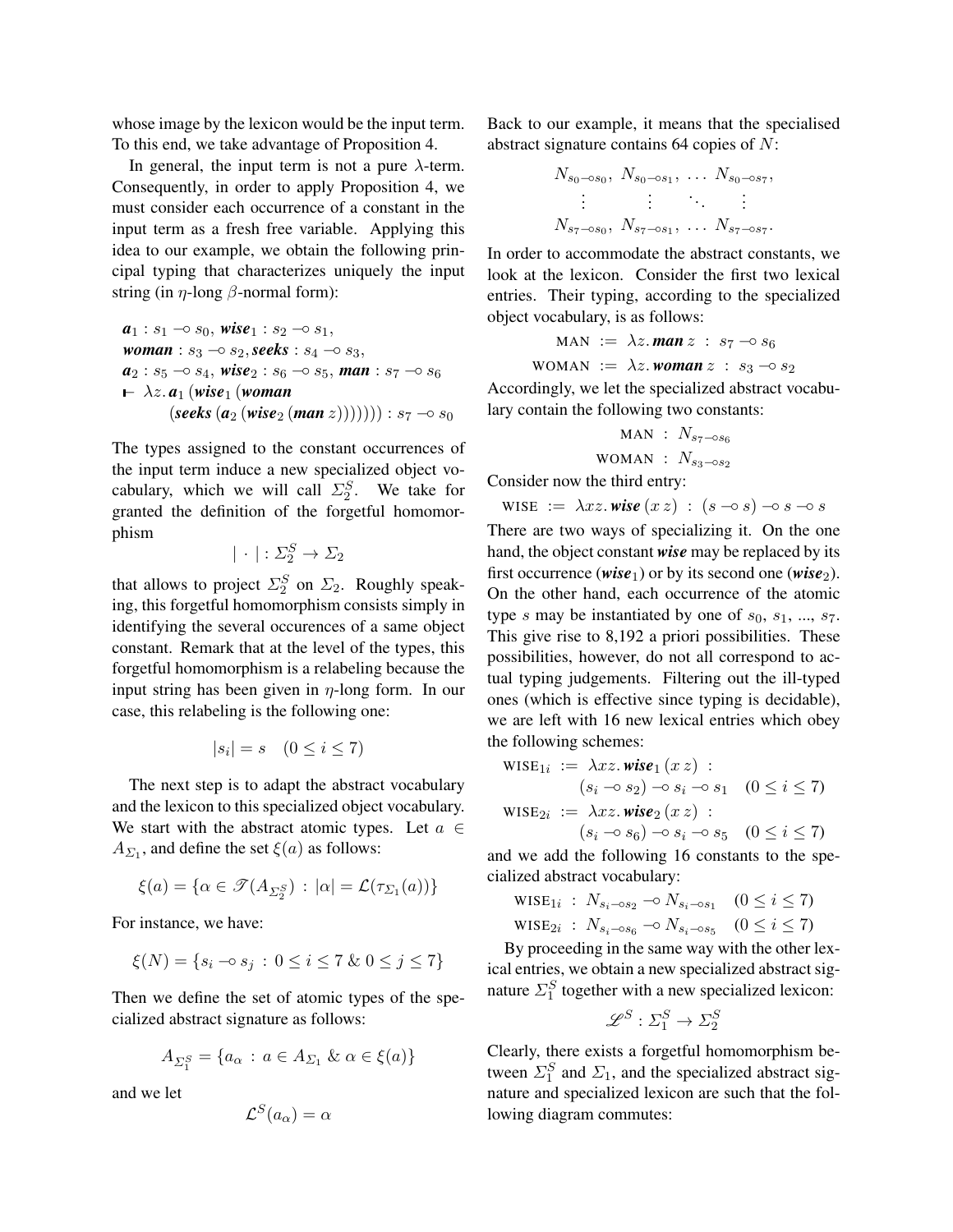whose image by the lexicon would be the input term. To this end, we take advantage of Proposition 4.

In general, the input term is not a pure $\lambda$-term. Consequently, in order to apply Proposition 4, we must consider each occurrence of a constant in the input term as a fresh free variable. Applying this idea to our example, we obtain the following principal typing that characterizes uniquely the input string (in $\eta$-long $\beta$-normal form):

$$
\begin{aligned}
&\boldsymbol{a}_1 : s_1 \multimap s_0,\ \boldsymbol{wise}_1 : s_2 \multimap s_1,\\
&\boldsymbol{woman} : s_3 \multimap s_2, \boldsymbol{seeks} : s_4 \multimap s_3,\\
&\boldsymbol{a}_2 : s_5 \multimap s_4,\ \boldsymbol{wise}_2 : s_6 \multimap s_5,\ \boldsymbol{man} : s_7 \multimap s_6\\
&\vdash\ \lambda z.\, \boldsymbol{a}_1\, (\boldsymbol{wise}_1\, (\boldsymbol{woman}\\
&\qquad (\boldsymbol{seeks}\, (\boldsymbol{a}_2\, (\boldsymbol{wise}_2\, (\boldsymbol{man}\, z))))))) : s_7 \multimap s_0
\end{aligned}
$$

The types assigned to the constant occurrences of the input term induce a new specialized object vocabulary, which we will call $\Sigma_2^S$. We take for granted the definition of the forgetful homomorphism

$$| \cdot | : \Sigma_2^S \to \Sigma_2$$

that allows to project $\Sigma_2^S$ on $\Sigma_2$. Roughly speaking, this forgetful homomorphism consists simply in identifying the several occurences of a same object constant. Remark that at the level of the types, this forgetful homomorphism is a relabeling because the input string has been given in $\eta$-long form. In our case, this relabeling is the following one:

$$|s_i| = s \quad (0 \le i \le 7)$$

The next step is to adapt the abstract vocabulary and the lexicon to this specialized object vocabulary. We start with the abstract atomic types. Let $a \in A_{\Sigma_1}$, and define the set $\xi(a)$ as follows:

$$\xi(a) = \{\alpha \in \mathscr{T}(A_{\Sigma_2^S}) \,:\, |\alpha| = \mathcal{L}(\tau_{\Sigma_1}(a))\}$$

For instance, we have:

$$\xi(N) = \{s_i \multimap s_j \,:\, 0 \le i \le 7 \;\&\; 0 \le j \le 7\}$$

Then we define the set of atomic types of the specialized abstract signature as follows:

$$A_{\Sigma_1^S} = \{a_\alpha \,:\, a \in A_{\Sigma_1} \;\&\; \alpha \in \xi(a)\}$$

and we let

$$\mathcal{L}^S(a_\alpha) = \alpha$$

Back to our example, it means that the specialised abstract signature contains 64 copies of $N$:

$$
\begin{array}{cccc}
N_{s_0 \multimap s_0}, & N_{s_0 \multimap s_1}, & \ldots & N_{s_0 \multimap s_7},\\
\vdots & \vdots & \ddots & \vdots\\
N_{s_7 \multimap s_0}, & N_{s_7 \multimap s_1}, & \ldots & N_{s_7 \multimap s_7}.
\end{array}
$$

In order to accommodate the abstract constants, we look at the lexicon. Consider the first two lexical entries. Their typing, according to the specialized object vocabulary, is as follows:

$$
\begin{aligned}
\text{MAN} &:= \lambda z.\, \boldsymbol{man}\, z \;:\; s_7 \multimap s_6\\
\text{WOMAN} &:= \lambda z.\, \boldsymbol{woman}\, z \;:\; s_3 \multimap s_2
\end{aligned}
$$

Accordingly, we let the specialized abstract vocabulary contain the following two constants:

$$
\begin{aligned}
\text{MAN} &: N_{s_7 \multimap s_6}\\
\text{WOMAN} &: N_{s_3 \multimap s_2}
\end{aligned}
$$

Consider now the third entry:

$$\text{WISE} := \lambda xz.\, \boldsymbol{wise}\, (x\, z) \;:\; (s \multimap s) \multimap s \multimap s$$

There are two ways of specializing it. On the one hand, the object constant ***wise*** may be replaced by its first occurrence (***wise***$_1$) or by its second one (***wise***$_2$). On the other hand, each occurrence of the atomic type $s$ may be instantiated by one of $s_0$, $s_1$, ..., $s_7$. This give rise to 8,192 a priori possibilities. These possibilities, however, do not all correspond to actual typing judgements. Filtering out the ill-typed ones (which is effective since typing is decidable), we are left with 16 new lexical entries which obey the following schemes:

$$
\begin{aligned}
\text{WISE}_{1i} &:= \lambda xz.\, \boldsymbol{wise}_1\, (x\, z) \;:\\
&\qquad (s_i \multimap s_2) \multimap s_i \multimap s_1 \quad (0 \le i \le 7)\\
\text{WISE}_{2i} &:= \lambda xz.\, \boldsymbol{wise}_2\, (x\, z) \;:\\
&\qquad (s_i \multimap s_6) \multimap s_i \multimap s_5 \quad (0 \le i \le 7)
\end{aligned}
$$

and we add the following 16 constants to the specialized abstract vocabulary:

$$
\begin{aligned}
\text{WISE}_{1i} &: N_{s_i \multimap s_2} \multimap N_{s_i \multimap s_1} \quad (0 \le i \le 7)\\
\text{WISE}_{2i} &: N_{s_i \multimap s_6} \multimap N_{s_i \multimap s_5} \quad (0 \le i \le 7)
\end{aligned}
$$

By proceeding in the same way with the other lexical entries, we obtain a new specialized abstract signature $\Sigma_1^S$ together with a new specialized lexicon:

$$\mathscr{L}^S : \Sigma_1^S \to \Sigma_2^S$$

Clearly, there exists a forgetful homomorphism between $\Sigma_1^S$ and $\Sigma_1$, and the specialized abstract signature and specialized lexicon are such that the following diagram commutes: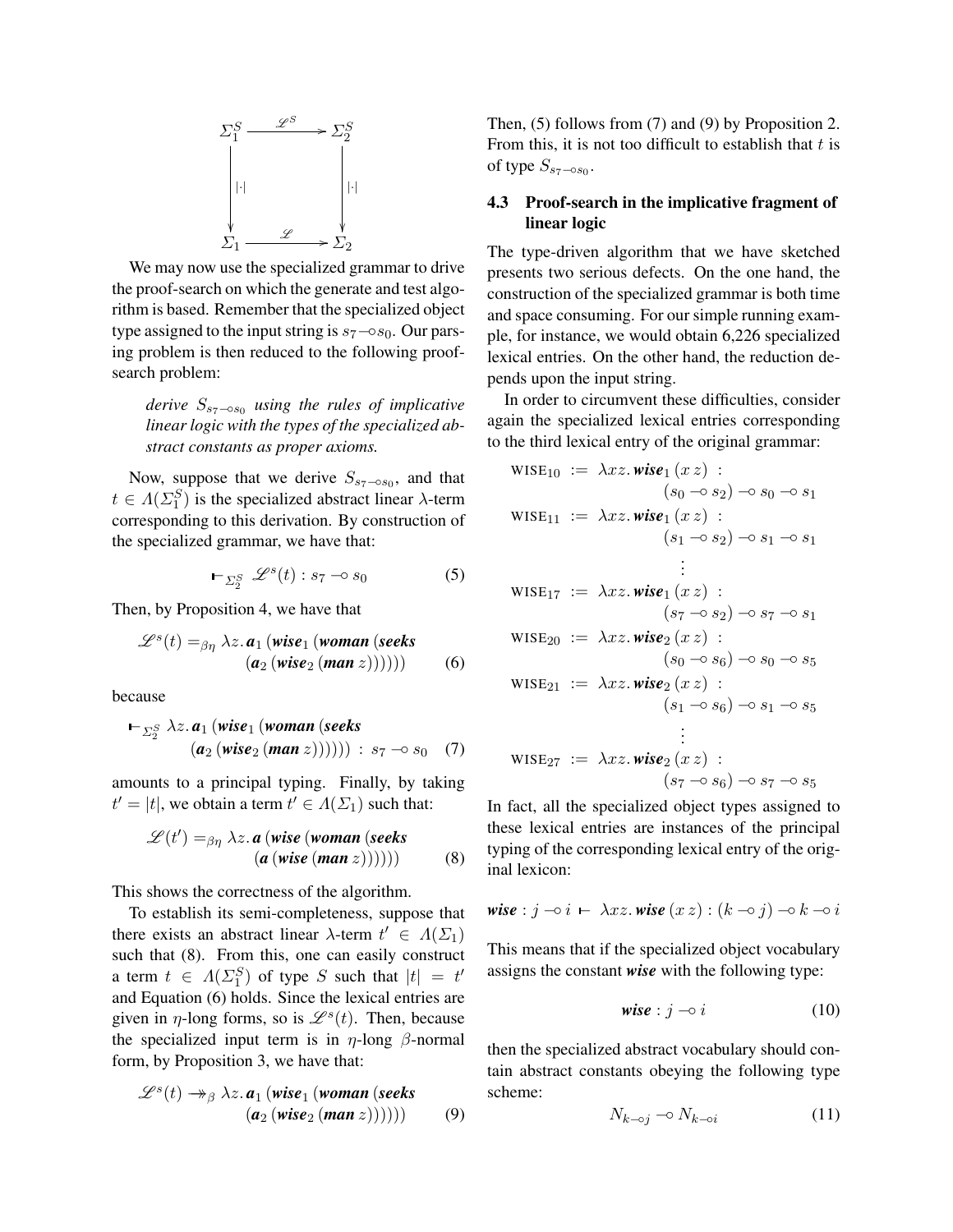$$
\begin{array}{ccc}
\Sigma_1^S & \xrightarrow{\mathscr{L}^S} & \Sigma_2^S \\
\big\downarrow |\cdot| & & \big\downarrow |\cdot| \\
\Sigma_1 & \xrightarrow{\mathscr{L}} & \Sigma_2
\end{array}
$$

We may now use the specialized grammar to drive the proof-search on which the generate and test algorithm is based. Remember that the specialized object type assigned to the input string is $s_7 \multimap s_0$. Our parsing problem is then reduced to the following proof-search problem:

> *derive $S_{s_7 \multimap s_0}$ using the rules of implicative linear logic with the types of the specialized abstract constants as proper axioms.*

Now, suppose that we derive $S_{s_7 \multimap s_0}$, and that $t \in \Lambda(\Sigma_1^S)$ is the specialized abstract linear $\lambda$-term corresponding to this derivation. By construction of the specialized grammar, we have that:

$$\vdash_{\Sigma_2^S} \mathscr{L}^s(t) : s_7 \multimap s_0 \tag{5}$$

Then, by Proposition 4, we have that

$$\mathscr{L}^s(t) =_{\beta\eta} \lambda z. \boldsymbol{a}_1\,(\boldsymbol{wise}_1\,(\boldsymbol{woman}\,(\boldsymbol{seeks}\,(\boldsymbol{a}_2\,(\boldsymbol{wise}_2\,(\boldsymbol{man}\,z)))))) \tag{6}$$

because

$$\vdash_{\Sigma_2^S} \lambda z. \boldsymbol{a}_1\,(\boldsymbol{wise}_1\,(\boldsymbol{woman}\,(\boldsymbol{seeks}\,(\boldsymbol{a}_2\,(\boldsymbol{wise}_2\,(\boldsymbol{man}\,z)))))) \,:\, s_7 \multimap s_0 \tag{7}$$

amounts to a principal typing. Finally, by taking $t' = |t|$, we obtain a term $t' \in \Lambda(\Sigma_1)$ such that:

$$\mathscr{L}(t') =_{\beta\eta} \lambda z. \boldsymbol{a}\,(\boldsymbol{wise}\,(\boldsymbol{woman}\,(\boldsymbol{seeks}\,(\boldsymbol{a}\,(\boldsymbol{wise}\,(\boldsymbol{man}\,z)))))) \tag{8}$$

This shows the correctness of the algorithm.

To establish its semi-completeness, suppose that there exists an abstract linear $\lambda$-term $t' \in \Lambda(\Sigma_1)$ such that (8). From this, one can easily construct a term $t \in \Lambda(\Sigma_1^S)$ of type $S$ such that $|t| = t'$ and Equation (6) holds. Since the lexical entries are given in $\eta$-long forms, so is $\mathscr{L}^s(t)$. Then, because the specialized input term is in $\eta$-long $\beta$-normal form, by Proposition 3, we have that:

$$\mathscr{L}^s(t) \twoheadrightarrow_\beta \lambda z. \boldsymbol{a}_1\,(\boldsymbol{wise}_1\,(\boldsymbol{woman}\,(\boldsymbol{seeks}\,(\boldsymbol{a}_2\,(\boldsymbol{wise}_2\,(\boldsymbol{man}\,z)))))) \tag{9}$$

Then, (5) follows from (7) and (9) by Proposition 2. From this, it is not too difficult to establish that $t$ is of type $S_{s_7 \multimap s_0}$.

### 4.3 Proof-search in the implicative fragment of linear logic

The type-driven algorithm that we have sketched presents two serious defects. On the one hand, the construction of the specialized grammar is both time and space consuming. For our simple running example, for instance, we would obtain 6,226 specialized lexical entries. On the other hand, the reduction depends upon the input string.

In order to circumvent these difficulties, consider again the specialized lexical entries corresponding to the third lexical entry of the original grammar:

$$
\begin{aligned}
\text{WISE}_{10} &:= \lambda xz. \boldsymbol{wise}_1\,(x\,z) \,:\, (s_0 \multimap s_2) \multimap s_0 \multimap s_1 \\
\text{WISE}_{11} &:= \lambda xz. \boldsymbol{wise}_1\,(x\,z) \,:\, (s_1 \multimap s_2) \multimap s_1 \multimap s_1 \\
&\;\;\vdots \\
\text{WISE}_{17} &:= \lambda xz. \boldsymbol{wise}_1\,(x\,z) \,:\, (s_7 \multimap s_2) \multimap s_7 \multimap s_1 \\
\text{WISE}_{20} &:= \lambda xz. \boldsymbol{wise}_2\,(x\,z) \,:\, (s_0 \multimap s_6) \multimap s_0 \multimap s_5 \\
\text{WISE}_{21} &:= \lambda xz. \boldsymbol{wise}_2\,(x\,z) \,:\, (s_1 \multimap s_6) \multimap s_1 \multimap s_5 \\
&\;\;\vdots \\
\text{WISE}_{27} &:= \lambda xz. \boldsymbol{wise}_2\,(x\,z) \,:\, (s_7 \multimap s_6) \multimap s_7 \multimap s_5
\end{aligned}
$$

In fact, all the specialized object types assigned to these lexical entries are instances of the principal typing of the corresponding lexical entry of the original lexicon:

$$\boldsymbol{wise} : j \multimap i \;\vdash\; \lambda xz. \boldsymbol{wise}\,(x\,z) : (k \multimap j) \multimap k \multimap i$$

This means that if the specialized object vocabulary assigns the constant $\boldsymbol{wise}$ with the following type:

$$\boldsymbol{wise} : j \multimap i \tag{10}$$

then the specialized abstract vocabulary should contain abstract constants obeying the following type scheme:

$$N_{k \multimap j} \multimap N_{k \multimap i} \tag{11}$$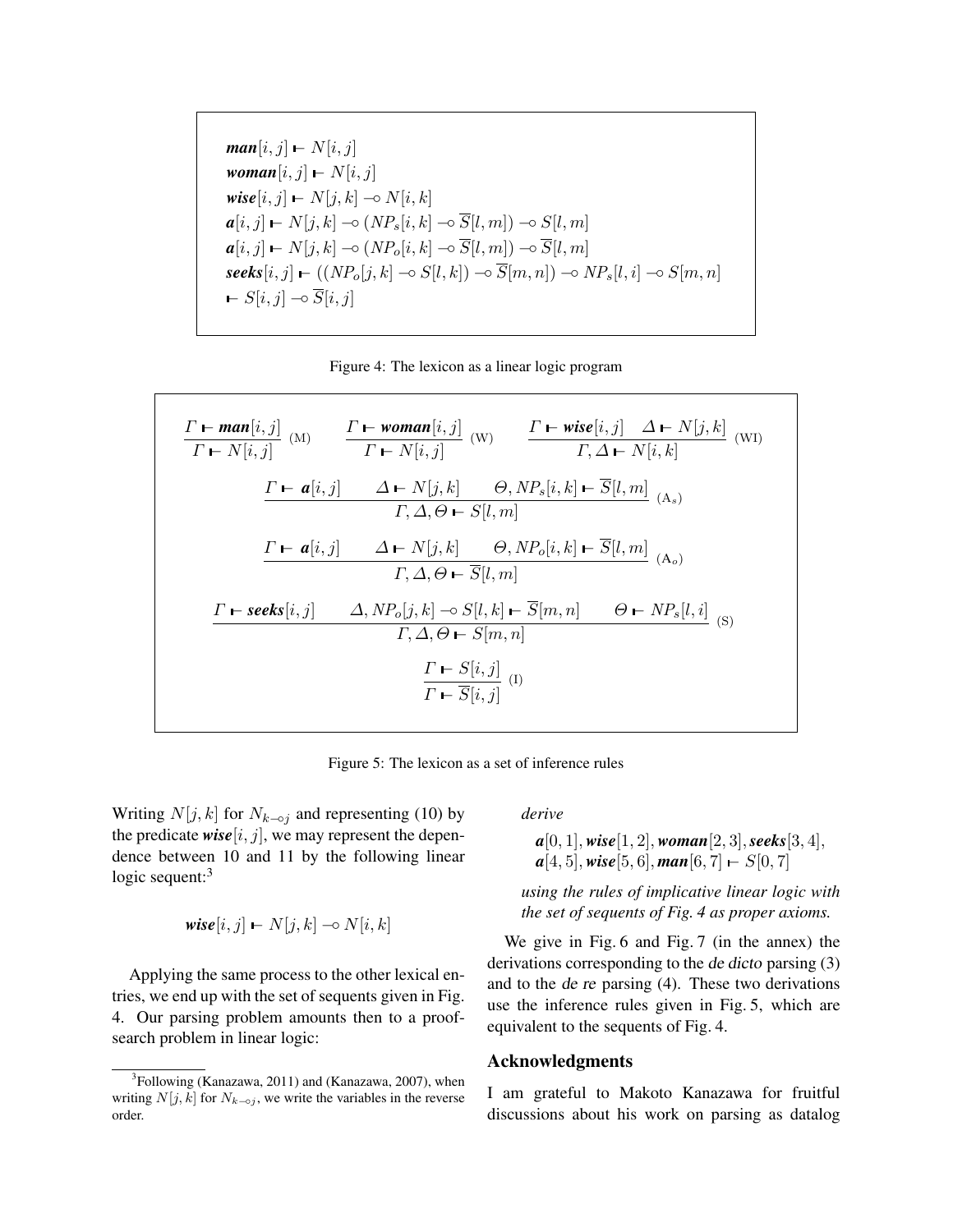$$
\begin{array}{l}
\textit{\textbf{man}}[i,j] \vdash N[i,j] \\
\textit{\textbf{woman}}[i,j] \vdash N[i,j] \\
\textit{\textbf{wise}}[i,j] \vdash N[j,k] \multimap N[i,k] \\
\textit{\textbf{a}}[i,j] \vdash N[j,k] \multimap (NP_s[i,k] \multimap \overline{S}[l,m]) \multimap S[l,m] \\
\textit{\textbf{a}}[i,j] \vdash N[j,k] \multimap (NP_o[i,k] \multimap \overline{S}[l,m]) \multimap \overline{S}[l,m] \\
\textit{\textbf{seeks}}[i,j] \vdash ((NP_o[j,k] \multimap S[l,k]) \multimap \overline{S}[m,n]) \multimap NP_s[l,i] \multimap S[m,n] \\
\vdash S[i,j] \multimap \overline{S}[i,j]
\end{array}
$$

Figure 4: The lexicon as a linear logic program

$$
\frac{\Gamma \vdash \textit{\textbf{man}}[i,j]}{\Gamma \vdash N[i,j]}\ (\mathrm{M}) \qquad
\frac{\Gamma \vdash \textit{\textbf{woman}}[i,j]}{\Gamma \vdash N[i,j]}\ (\mathrm{W}) \qquad
\frac{\Gamma \vdash \textit{\textbf{wise}}[i,j] \quad \Delta \vdash N[j,k]}{\Gamma, \Delta \vdash N[i,k]}\ (\mathrm{WI})
$$

$$
\frac{\Gamma \vdash \textit{\textbf{a}}[i,j] \qquad \Delta \vdash N[j,k] \qquad \Theta, NP_s[i,k] \vdash \overline{S}[l,m]}{\Gamma, \Delta, \Theta \vdash S[l,m]}\ (\mathrm{A}_s)
$$

$$
\frac{\Gamma \vdash \textit{\textbf{a}}[i,j] \qquad \Delta \vdash N[j,k] \qquad \Theta, NP_o[i,k] \vdash \overline{S}[l,m]}{\Gamma, \Delta, \Theta \vdash \overline{S}[l,m]}\ (\mathrm{A}_o)
$$

$$
\frac{\Gamma \vdash \textit{\textbf{seeks}}[i,j] \qquad \Delta, NP_o[j,k] \multimap S[l,k] \vdash \overline{S}[m,n] \qquad \Theta \vdash NP_s[l,i]}{\Gamma, \Delta, \Theta \vdash S[m,n]}\ (\mathrm{S})
$$

$$
\frac{\Gamma \vdash S[i,j]}{\Gamma \vdash \overline{S}[i,j]}\ (\mathrm{I})
$$

Figure 5: The lexicon as a set of inference rules

Writing $N[j,k]$ for $N_{k \multimap j}$ and representing (10) by the predicate $\textit{\textbf{wise}}[i,j]$, we may represent the dependence between 10 and 11 by the following linear logic sequent:[3]

$$\textit{\textbf{wise}}[i,j] \vdash N[j,k] \multimap N[i,k]$$

Applying the same process to the other lexical entries, we end up with the set of sequents given in Fig. 4. Our parsing problem amounts then to a proof-search problem in linear logic:

*derive*

$$\textit{\textbf{a}}[0,1], \textit{\textbf{wise}}[1,2], \textit{\textbf{woman}}[2,3], \textit{\textbf{seeks}}[3,4], \textit{\textbf{a}}[4,5], \textit{\textbf{wise}}[5,6], \textit{\textbf{man}}[6,7] \vdash S[0,7]$$

*using the rules of implicative linear logic with the set of sequents of Fig. 4 as proper axioms.*

We give in Fig. 6 and Fig. 7 (in the annex) the derivations corresponding to the *de dicto* parsing (3) and to the *de re* parsing (4). These two derivations use the inference rules given in Fig. 5, which are equivalent to the sequents of Fig. 4.

## Acknowledgments

I am grateful to Makoto Kanazawa for fruitful discussions about his work on parsing as datalog

[3] Following (Kanazawa, 2011) and (Kanazawa, 2007), when writing $N[j,k]$ for $N_{k \multimap j}$, we write the variables in the reverse order.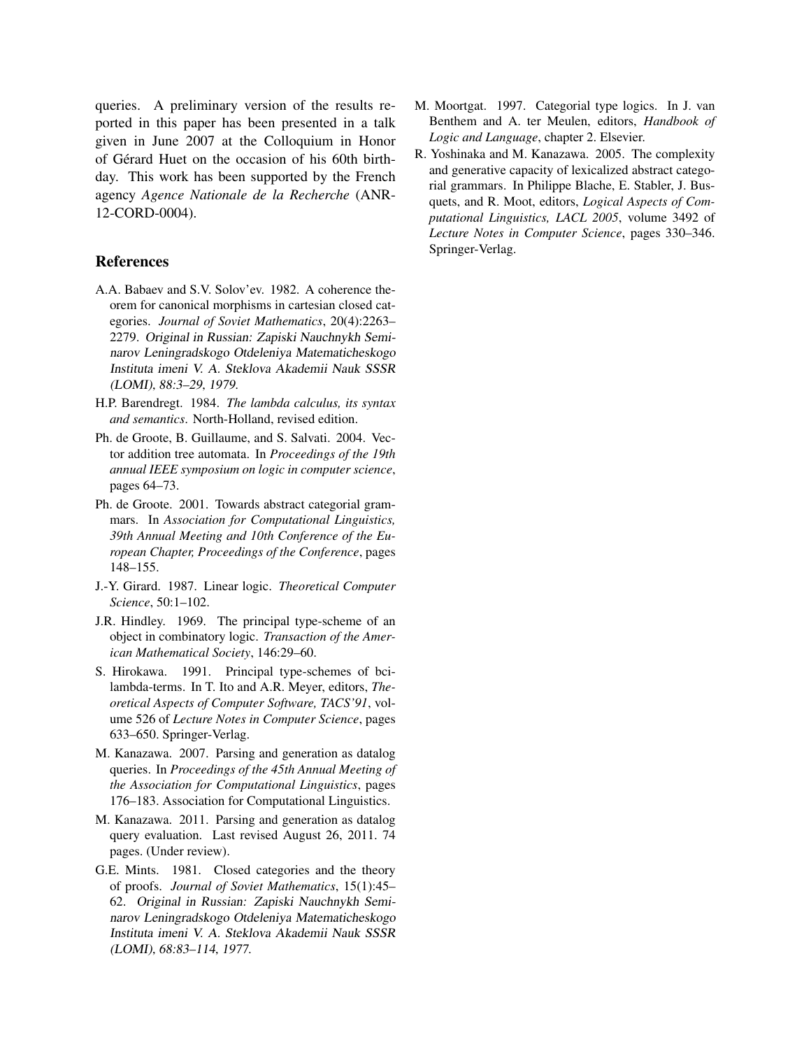queries. A preliminary version of the results reported in this paper has been presented in a talk given in June 2007 at the Colloquium in Honor of Gérard Huet on the occasion of his 60th birthday. This work has been supported by the French agency *Agence Nationale de la Recherche* (ANR-12-CORD-0004).

## References

A.A. Babaev and S.V. Solov'ev. 1982. A coherence theorem for canonical morphisms in cartesian closed categories. *Journal of Soviet Mathematics*, 20(4):2263–2279. *Original in Russian: Zapiski Nauchnykh Seminarov Leningradskogo Otdeleniya Matematicheskogo Instituta imeni V. A. Steklova Akademii Nauk SSSR (LOMI), 88:3–29, 1979.*

H.P. Barendregt. 1984. *The lambda calculus, its syntax and semantics*. North-Holland, revised edition.

Ph. de Groote, B. Guillaume, and S. Salvati. 2004. Vector addition tree automata. In *Proceedings of the 19th annual IEEE symposium on logic in computer science*, pages 64–73.

Ph. de Groote. 2001. Towards abstract categorial grammars. In *Association for Computational Linguistics, 39th Annual Meeting and 10th Conference of the European Chapter, Proceedings of the Conference*, pages 148–155.

J.-Y. Girard. 1987. Linear logic. *Theoretical Computer Science*, 50:1–102.

J.R. Hindley. 1969. The principal type-scheme of an object in combinatory logic. *Transaction of the American Mathematical Society*, 146:29–60.

S. Hirokawa. 1991. Principal type-schemes of bci-lambda-terms. In T. Ito and A.R. Meyer, editors, *Theoretical Aspects of Computer Software, TACS'91*, volume 526 of *Lecture Notes in Computer Science*, pages 633–650. Springer-Verlag.

M. Kanazawa. 2007. Parsing and generation as datalog queries. In *Proceedings of the 45th Annual Meeting of the Association for Computational Linguistics*, pages 176–183. Association for Computational Linguistics.

M. Kanazawa. 2011. Parsing and generation as datalog query evaluation. Last revised August 26, 2011. 74 pages. (Under review).

G.E. Mints. 1981. Closed categories and the theory of proofs. *Journal of Soviet Mathematics*, 15(1):45–62. *Original in Russian: Zapiski Nauchnykh Seminarov Leningradskogo Otdeleniya Matematicheskogo Instituta imeni V. A. Steklova Akademii Nauk SSSR (LOMI), 68:83–114, 1977.*

M. Moortgat. 1997. Categorial type logics. In J. van Benthem and A. ter Meulen, editors, *Handbook of Logic and Language*, chapter 2. Elsevier.

R. Yoshinaka and M. Kanazawa. 2005. The complexity and generative capacity of lexicalized abstract categorial grammars. In Philippe Blache, E. Stabler, J. Busquets, and R. Moot, editors, *Logical Aspects of Computational Linguistics, LACL 2005*, volume 3492 of *Lecture Notes in Computer Science*, pages 330–346. Springer-Verlag.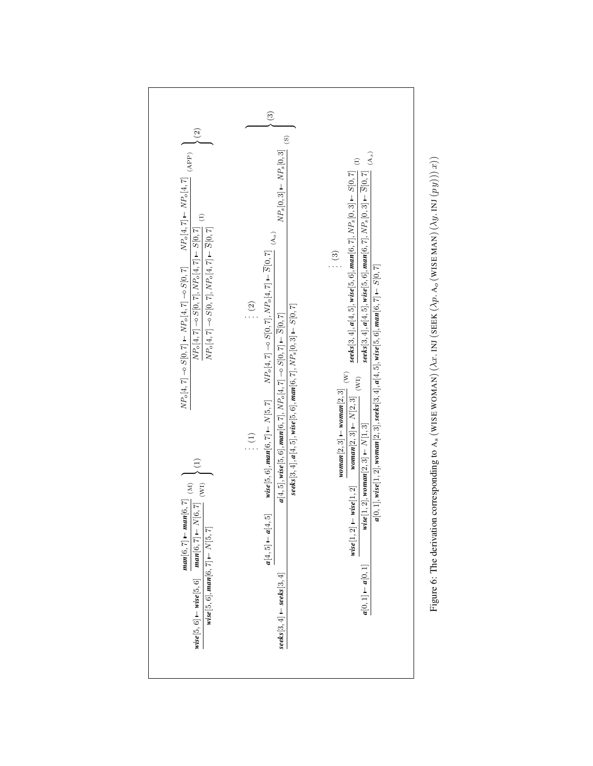$$
\left.\begin{array}{c}
\dfrac{\boldsymbol{wise}[5,6] \vdash \boldsymbol{wise}[5,6] \qquad \dfrac{\boldsymbol{man}[6,7] \vdash \boldsymbol{man}[6,7]}{\boldsymbol{man}[6,7] \vdash N[6,7]}\,(\text{M})}{\boldsymbol{wise}[5,6], \boldsymbol{man}[6,7] \vdash N[5,7]}\,(\text{WI})
\end{array}\right\}(1)
$$

$$
\left.\begin{array}{c}
\dfrac{\dfrac{NP_o[4,7] \multimap S[0,7] \vdash NP_o[4,7] \multimap S[0,7] \qquad NP_o[4,7] \vdash NP_o[4,7]}{NP_o[4,7] \multimap S[0,7], NP_o[4,7] \vdash S[0,7]}\,(\text{APP})}{NP_o[4,7] \multimap S[0,7], NP_o[4,7] \vdash \overline{S}[0,7]}\,(\text{I})
\end{array}\right\}(2)
$$

$$
\left.\begin{array}{c}
\dfrac{\boldsymbol{seeks}[3,4] \vdash \boldsymbol{seeks}[3,4] \qquad \dfrac{\boldsymbol{a}[4,5] \vdash \boldsymbol{a}[4,5] \qquad \begin{array}{c}\vdots\,(1)\\ \boldsymbol{wise}[5,6], \boldsymbol{man}[6,7] \vdash N[5,7]\end{array} \qquad \begin{array}{c}\vdots\,(2)\\ NP_o[4,7] \multimap S[0,7], NP_o[4,7] \vdash \overline{S}[0,7]\end{array}}{\boldsymbol{a}[4,5], \boldsymbol{wise}[5,6], \boldsymbol{man}[6,7], NP_o[4,7] \multimap S[0,7] \vdash \overline{S}[0,7]}\,(\text{A}_o) \qquad NP_s[0,3] \vdash NP_s[0,3]}{\boldsymbol{seeks}[3,4], \boldsymbol{a}[4,5], \boldsymbol{wise}[5,6], \boldsymbol{man}[6,7], NP_s[0,3] \vdash S[0,7]}\,(\text{S})
\end{array}\right\}(3)
$$

$$
\dfrac{\boldsymbol{a}[0,1] \vdash \boldsymbol{a}[0,1] \qquad \dfrac{\boldsymbol{wise}[1,2] \vdash \boldsymbol{wise}[1,2] \qquad \dfrac{\boldsymbol{woman}[2,3] \vdash \boldsymbol{woman}[2,3]}{\boldsymbol{woman}[2,3] \vdash N[2,3]}\,(\text{W})}{\boldsymbol{wise}[1,2], \boldsymbol{woman}[2,3] \vdash N[1,3]}\,(\text{WI}) \qquad \dfrac{\begin{array}{c}\vdots\,(3)\\ \boldsymbol{seeks}[3,4], \boldsymbol{a}[4,5], \boldsymbol{wise}[5,6], \boldsymbol{man}[6,7], NP_s[0,3] \vdash S[0,7]\end{array}}{\boldsymbol{seeks}[3,4], \boldsymbol{a}[4,5], \boldsymbol{wise}[5,6], \boldsymbol{man}[6,7], NP_s[0,3] \vdash \overline{S}[0,7]}\,(\text{I})}{\boldsymbol{a}[0,1], \boldsymbol{wise}[1,2], \boldsymbol{woman}[2,3], \boldsymbol{seeks}[3,4], \boldsymbol{a}[4,5], \boldsymbol{wise}[5,6], \boldsymbol{man}[6,7] \vdash S[0,7]}\,(\text{A}_s)
$$

Figure 6: The derivation corresponding to $\text{A}_s\,(\text{WISE WOMAN})\,(\lambda x.\,\text{INJ}\,(\text{SEEK}\,(\lambda p.\,\text{A}_o\,(\text{WISE MAN})\,(\lambda y.\,\text{INJ}\,(p\,y)))\,x))$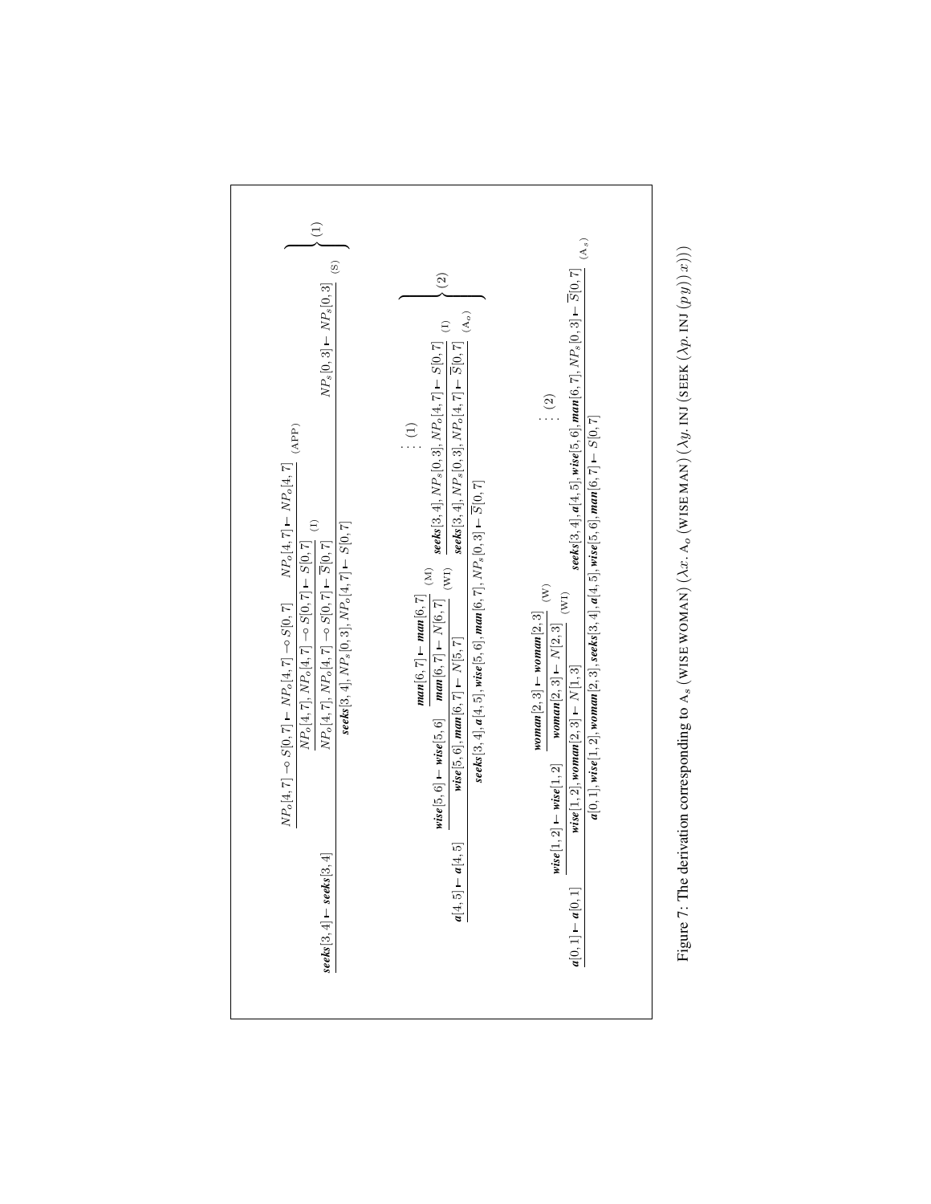$$\cfrac{\textit{seeks}[3,4] \vdash \textit{seeks}[3,4] \qquad \cfrac{\cfrac{\cfrac{NP_o[4,7] \multimap S[0,7] \vdash NP_o[4,7] \multimap S[0,7] \qquad NP_o[4,7] \vdash NP_o[4,7]}{NP_o[4,7], NP_o[4,7] \multimap S[0,7] \vdash S[0,7]}\ (\text{APP})}{NP_o[4,7], NP_o[4,7] \multimap S[0,7] \vdash \overline{S}[0,7]}\ (\text{I}) \qquad NP_s[0,3] \vdash NP_s[0,3]}{}}{\textit{seeks}[3,4], NP_s[0,3], NP_o[4,7] \vdash S[0,7]}\ (\text{S}) \quad (1)$$

$$\cfrac{a[4,5] \vdash a[4,5] \qquad \cfrac{\textit{wise}[5,6] \vdash \textit{wise}[5,6] \qquad \cfrac{\cfrac{\textit{man}[6,7] \vdash \textit{man}[6,7]}{\textit{man}[6,7] \vdash N[6,7]}\ (\text{M})}{}}{\textit{wise}[5,6], \textit{man}[6,7] \vdash N[5,7]}\ (\text{WI}) \qquad \cfrac{\cfrac{\vdots\ (1)}{\textit{seeks}[3,4], NP_s[0,3], NP_o[4,7] \vdash S[0,7]}}{\textit{seeks}[3,4], NP_s[0,3], NP_o[4,7] \vdash \overline{S}[0,7]}\ (\text{I})}{\textit{seeks}[3,4], a[4,5], \textit{wise}[5,6], \textit{man}[6,7], NP_s[0,3] \vdash \overline{S}[0,7]}\ (\text{A}_o) \quad (2)$$

$$\cfrac{a[0,1] \vdash a[0,1] \qquad \cfrac{\textit{wise}[1,2] \vdash \textit{wise}[1,2] \qquad \cfrac{\cfrac{\textit{woman}[2,3] \vdash \textit{woman}[2,3]}{\textit{woman}[2,3] \vdash N[2,3]}\ (\text{W})}{}}{\textit{wise}[1,2], \textit{woman}[2,3] \vdash N[1,3]}\ (\text{WI}) \qquad \cfrac{\vdots\ (2)}{\textit{seeks}[3,4], a[4,5], \textit{wise}[5,6], \textit{man}[6,7], NP_s[0,3] \vdash \overline{S}[0,7]}}{a[0,1], \textit{wise}[1,2], \textit{woman}[2,3], \textit{seeks}[3,4], a[4,5], \textit{wise}[5,6], \textit{man}[6,7] \vdash S[0,7]}\ (\text{A}_s)$$

Figure 7: The derivation corresponding to $\text{A}_s\,(\text{WISE WOMAN})\,(\lambda x.\,\text{A}_o\,(\text{WISE MAN})\,(\lambda y.\,\text{INJ}\,(\text{SEEK}\,(\lambda p.\,\text{INJ}\,(p\,y))\,x)))$